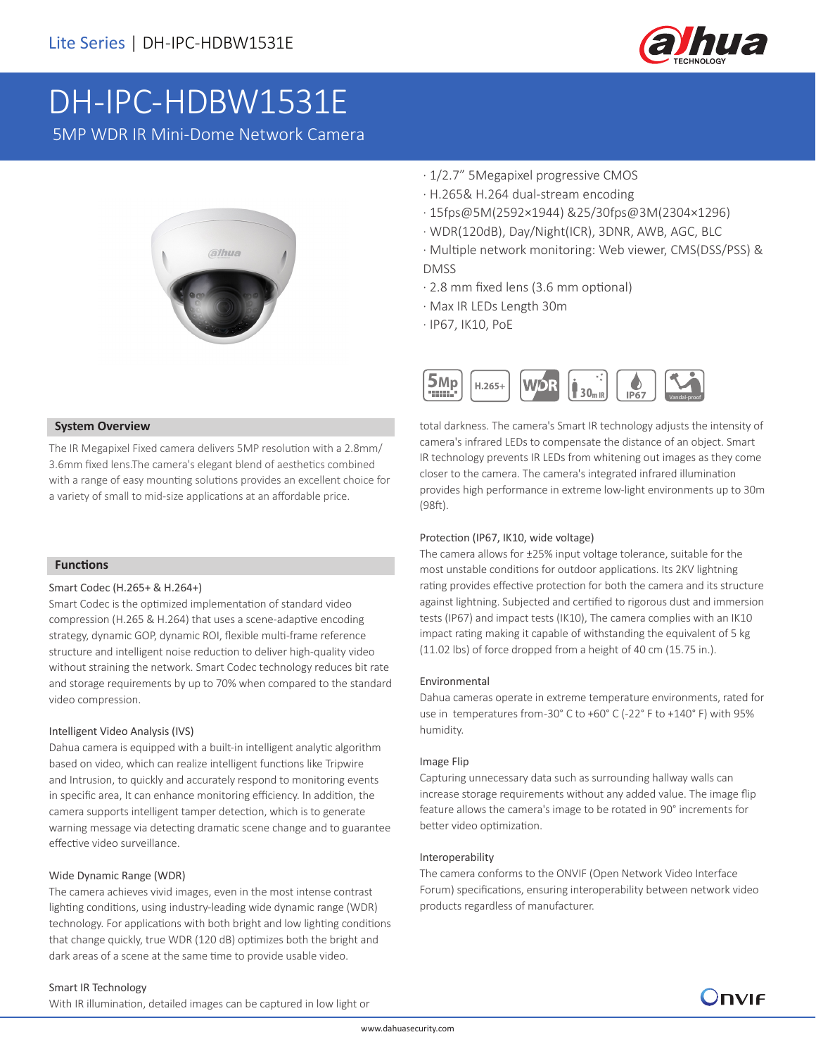Lite Series | DH-IPC-HDBW1531E

# DH-IPC-HDBW1531E

5MP WDR IR Mini-Dome Network Camera

- 1/2.7" 5Megapixel progressive CMOS
- H.265& H.264 dual-stream encoding
- 15fps@5M(2592×1944) &25/30fps@3M(2304×1296)
- WDR(120dB), Day/Night(ICR), 3DNR, AWB, AGC, BLC
- Multiple network monitoring: Web viewer, CMS(DSS/PSS) & DMSS
- 2.8 mm fixed lens (3.6 mm optional)
- Max IR LEDs Length 30m
- IP67, IK10, PoE

## System Overview

The IR Megapixel Fixed camera delivers 5MP resolution with a 2.8mm/ 3.6mm fixed lens.The camera's elegant blend of aesthetics combined with a range of easy mounting solutions provides an excellent choice for a variety of small to mid-size applications at an affordable price.

## Functions

### Smart Codec (H.265+ & H.264+)

Smart Codec is the optimized implementation of standard video compression (H.265 & H.264) that uses a scene-adaptive encoding strategy, dynamic GOP, dynamic ROI, flexible multi-frame reference structure and intelligent noise reduction to deliver high-quality video without straining the network. Smart Codec technology reduces bit rate and storage requirements by up to 70% when compared to the standard video compression.

### Intelligent Video Analysis (IVS)

Dahua camera is equipped with a built-in intelligent analytic algorithm based on video, which can realize intelligent functions like Tripwire and Intrusion, to quickly and accurately respond to monitoring events in specific area, It can enhance monitoring efficiency. In addition, the camera supports intelligent tamper detection, which is to generate warning message via detecting dramatic scene change and to guarantee effective video surveillance.

### Wide Dynamic Range (WDR)

The camera achieves vivid images, even in the most intense contrast lighting conditions, using industry-leading wide dynamic range (WDR) technology. For applications with both bright and low lighting conditions that change quickly, true WDR (120 dB) optimizes both the bright and dark areas of a scene at the same time to provide usable video.

### Smart IR Technology

With IR illumination, detailed images can be captured in low light or total darkness. The camera's Smart IR technology adjusts the intensity of camera's infrared LEDs to compensate the distance of an object. Smart IR technology prevents IR LEDs from whitening out images as they come closer to the camera. The camera's integrated infrared illumination provides high performance in extreme low-light environments up to 30m (98ft).

### Protection (IP67, IK10, wide voltage)

The camera allows for ±25% input voltage tolerance, suitable for the most unstable conditions for outdoor applications. Its 2KV lightning rating provides effective protection for both the camera and its structure against lightning. Subjected and certified to rigorous dust and immersion tests (IP67) and impact tests (IK10), The camera complies with an IK10 impact rating making it capable of withstanding the equivalent of 5 kg (11.02 lbs) of force dropped from a height of 40 cm (15.75 in.).

### Environmental

Dahua cameras operate in extreme temperature environments, rated for use in temperatures from-30° C to +60° C (-22° F to +140° F) with 95% humidity.

### Image Flip

Capturing unnecessary data such as surrounding hallway walls can increase storage requirements without any added value. The image flip feature allows the camera's image to be rotated in 90° increments for better video optimization.

### Interoperability

The camera conforms to the ONVIF (Open Network Video Interface Forum) specifications, ensuring interoperability between network video products regardless of manufacturer.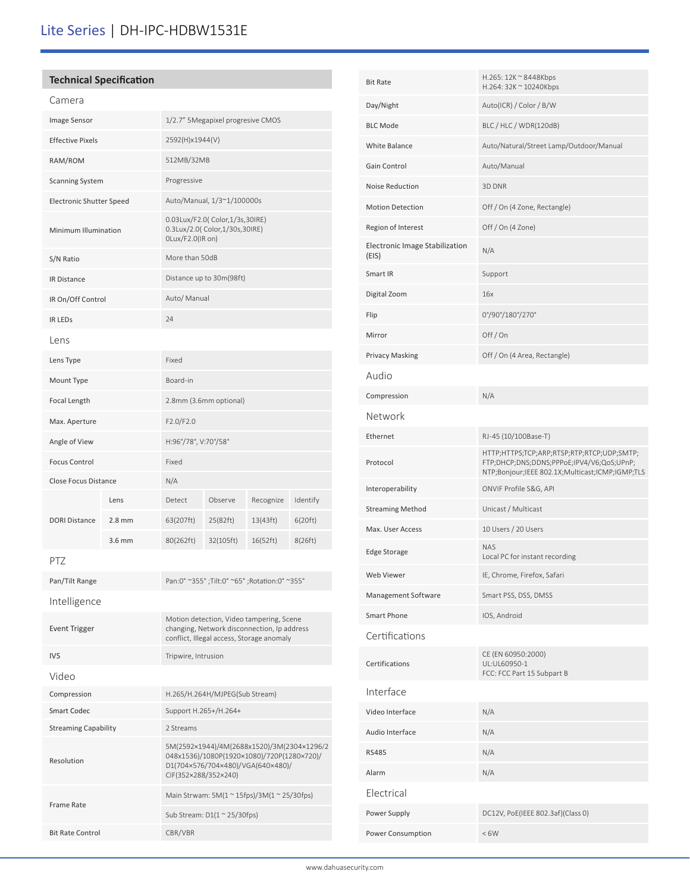# Lite Series | DH-IPC-HDBW1531E

## Technical Specification

### Camera

| | |
|---|---|
| Image Sensor | 1/2.7" 5Megapixel progresive CMOS |
| Effective Pixels | 2592(H)x1944(V) |
| RAM/ROM | 512MB/32MB |
| Scanning System | Progressive |
| Electronic Shutter Speed | Auto/Manual, 1/3~1/100000s |
| Minimum Illumination | 0.03Lux/F2.0( Color,1/3s,30IRE)<br>0.3Lux/2.0( Color,1/30s,30IRE)<br>0Lux/F2.0(IR on) |
| S/N Ratio | More than 50dB |
| IR Distance | Distance up to 30m(98ft) |
| IR On/Off Control | Auto/ Manual |
| IR LEDs | 24 |

### Lens

| | | | | | |
|---|---|---|---|---|---|
| Lens Type | Fixed | | | | |
| Mount Type | Board-in | | | | |
| Focal Length | 2.8mm (3.6mm optional) | | | | |
| Max. Aperture | F2.0/F2.0 | | | | |
| Angle of View | H:96°/78°, V:70°/58° | | | | |
| Focus Control | Fixed | | | | |
| Close Focus Distance | N/A | | | | |
| DORI Distance | Lens | Detect | Observe | Recognize | Identify |
| | 2.8 mm | 63(207ft) | 25(82ft) | 13(43ft) | 6(20ft) |
| | 3.6 mm | 80(262ft) | 32(105ft) | 16(52ft) | 8(26ft) |

### PTZ

| | |
|---|---|
| Pan/Tilt Range | Pan:0° ~355° ;Tilt:0° ~65° ;Rotation:0° ~355° |

### Intelligence

| | |
|---|---|
| Event Trigger | Motion detection, Video tampering, Scene changing, Network disconnection, Ip address conflict, Illegal access, Storage anomaly |
| IVS | Tripwire, Intrusion |

### Video

| | |
|---|---|
| Compression | H.265/H.264H/MJPEG(Sub Stream) |
| Smart Codec | Support H.265+/H.264+ |
| Streaming Capability | 2 Streams |
| Resolution | 5M(2592×1944)/4M(2688x1520)/3M(2304×1296/2048x1536)/1080P(1920×1080)/720P(1280×720)/D1(704×576/704×480)/VGA(640×480)/CIF(352×288/352×240) |
| Frame Rate | Main Strwam: 5M(1 ~ 15fps)/3M(1 ~ 25/30fps)<br>Sub Stream: D1(1 ~ 25/30fps) |
| Bit Rate Control | CBR/VBR |
| Bit Rate | H.265: 12K ~ 8448Kbps<br>H.264: 32K ~ 10240Kbps |
| Day/Night | Auto(ICR) / Color / B/W |
| BLC Mode | BLC / HLC / WDR(120dB) |
| White Balance | Auto/Natural/Street Lamp/Outdoor/Manual |
| Gain Control | Auto/Manual |
| Noise Reduction | 3D DNR |
| Motion Detection | Off / On (4 Zone, Rectangle) |
| Region of Interest | Off / On (4 Zone) |
| Electronic Image Stabilization (EIS) | N/A |
| Smart IR | Support |
| Digital Zoom | 16x |
| Flip | 0°/90°/180°/270° |
| Mirror | Off / On |
| Privacy Masking | Off / On (4 Area, Rectangle) |

### Audio

| | |
|---|---|
| Compression | N/A |

### Network

| | |
|---|---|
| Ethernet | RJ-45 (10/100Base-T) |
| Protocol | HTTP;HTTPS;TCP;ARP;RTSP;RTP;RTCP;UDP;SMTP;FTP;DHCP;DNS;DDNS;PPPoE;IPV4/V6;QoS;UPnP;NTP;Bonjour;IEEE 802.1X;Multicast;ICMP;IGMP;TLS |
| Interoperability | ONVIF Profile S&G, API |
| Streaming Method | Unicast / Multicast |
| Max. User Access | 10 Users / 20 Users |
| Edge Storage | NAS<br>Local PC for instant recording |
| Web Viewer | IE, Chrome, Firefox, Safari |
| Management Software | Smart PSS, DSS, DMSS |
| Smart Phone | IOS, Android |

### Certifications

| | |
|---|---|
| Certifications | CE (EN 60950:2000)<br>UL:UL60950-1<br>FCC: FCC Part 15 Subpart B |

### Interface

| | |
|---|---|
| Video Interface | N/A |
| Audio Interface | N/A |
| RS485 | N/A |
| Alarm | N/A |

### Electrical

| | |
|---|---|
| Power Supply | DC12V, PoE(IEEE 802.3af)(Class 0) |
| Power Consumption | < 6W |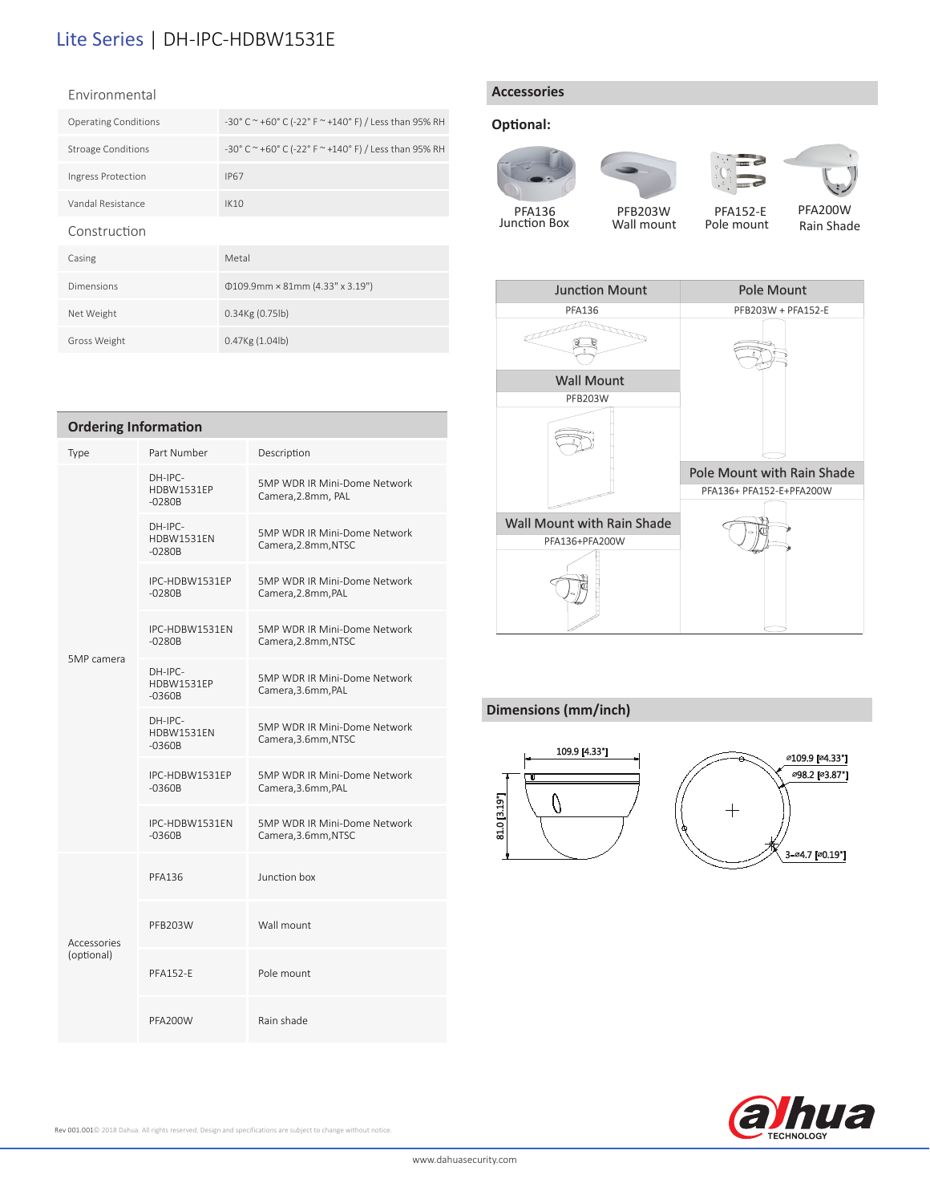# Lite Series | DH-IPC-HDBW1531E

### Environmental

| | |
|---|---|
| Operating Conditions | -30° C ~ +60° C (-22° F ~ +140° F) / Less than 95% RH |
| Stroage Conditions | -30° C ~ +60° C (-22° F ~ +140° F) / Less than 95% RH |
| Ingress Protection | IP67 |
| Vandal Resistance | IK10 |

### Construction

| | |
|---|---|
| Casing | Metal |
| Dimensions | Φ109.9mm × 81mm (4.33" x 3.19") |
| Net Weight | 0.34Kg (0.75lb) |
| Gross Weight | 0.47Kg (1.04lb) |

## Ordering Information

| Type | Part Number | Description |
|---|---|---|
| 5MP camera | DH-IPC-HDBW1531EP-0280B | 5MP WDR IR Mini-Dome Network Camera,2.8mm, PAL |
| | DH-IPC-HDBW1531EN-0280B | 5MP WDR IR Mini-Dome Network Camera,2.8mm,NTSC |
| | IPC-HDBW1531EP-0280B | 5MP WDR IR Mini-Dome Network Camera,2.8mm,PAL |
| | IPC-HDBW1531EN-0280B | 5MP WDR IR Mini-Dome Network Camera,2.8mm,NTSC |
| | DH-IPC-HDBW1531EP-0360B | 5MP WDR IR Mini-Dome Network Camera,3.6mm,PAL |
| | DH-IPC-HDBW1531EN-0360B | 5MP WDR IR Mini-Dome Network Camera,3.6mm,NTSC |
| | IPC-HDBW1531EP-0360B | 5MP WDR IR Mini-Dome Network Camera,3.6mm,PAL |
| | IPC-HDBW1531EN-0360B | 5MP WDR IR Mini-Dome Network Camera,3.6mm,NTSC |
| Accessories (optional) | PFA136 | Junction box |
| | PFB203W | Wall mount |
| | PFA152-E | Pole mount |
| | PFA200W | Rain shade |

## Accessories

**Optional:**

PFA136
Junction Box

PFB203W
Wall mount

PFA152-E
Pole mount

PFA200W
Rain Shade

| Junction Mount | Pole Mount |
|---|---|
| PFA136 | PFB203W + PFA152-E |
| **Wall Mount** | |
| PFB203W | |
| **Wall Mount with Rain Shade** | **Pole Mount with Rain Shade** |
| PFA136+PFA200W | PFA136+ PFA152-E+PFA200W |

## Dimensions (mm/inch)

109.9 [4.33"]

81.0 [3.19"]

⌀109.9 [⌀4.33"]

⌀98.2 [⌀3.87"]

3-⌀4.7 [⌀0.19"]

Rev 001.001© 2018 Dahua. All rights reserved. Design and specifications are subject to change without notice.

alhua TECHNOLOGY

www.dahuasecurity.com